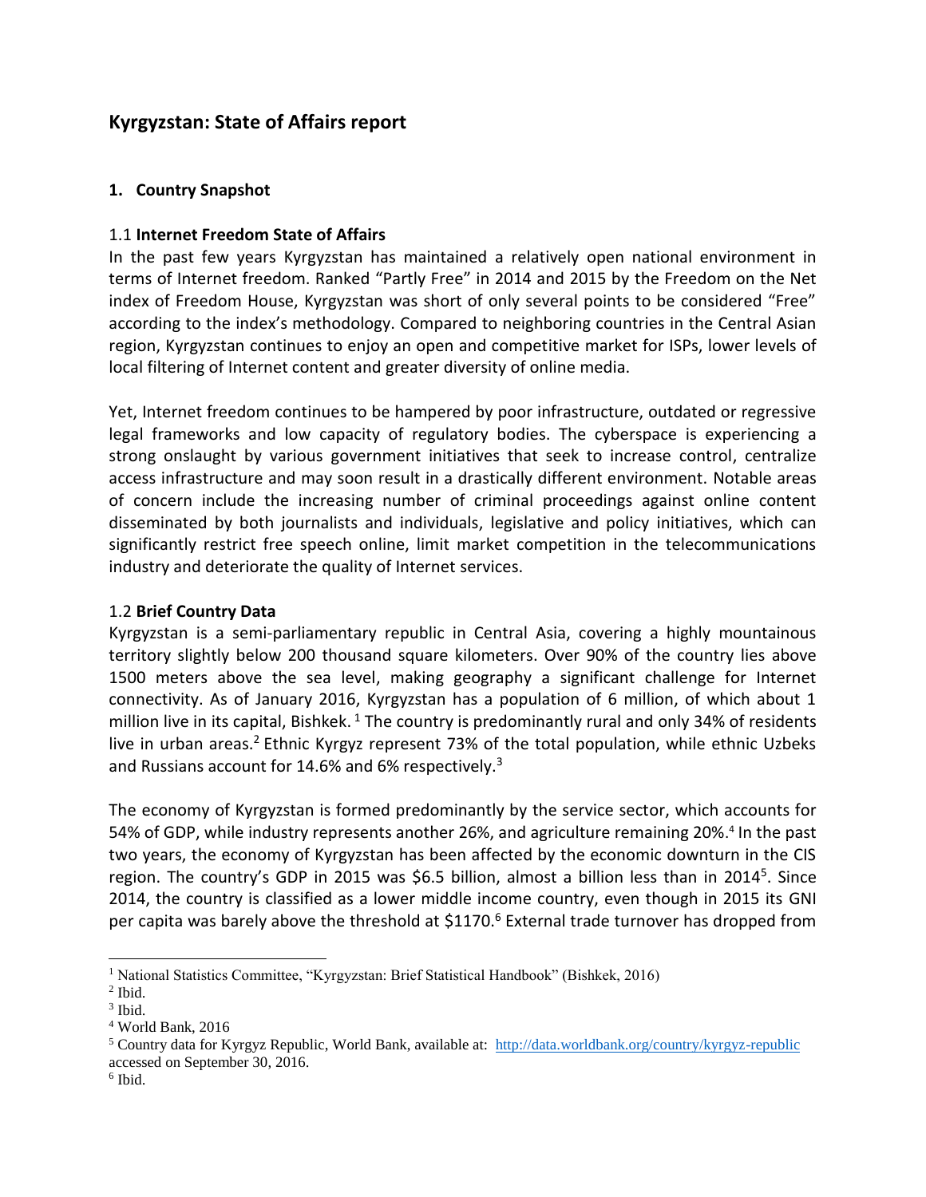# Kyrgyzstan: State of Affairs report

## 1. Country Snapshot

### 1.1 **Internet Freedom State of Affairs**

In the past few years Kyrgyzstan has maintained a relatively open national environment in terms of Internet freedom. Ranked "Partly Free" in 2014 and 2015 by the Freedom on the Net index of Freedom House, Kyrgyzstan was short of only several points to be considered "Free" according to the index's methodology. Compared to neighboring countries in the Central Asian region, Kyrgyzstan continues to enjoy an open and competitive market for ISPs, lower levels of local filtering of Internet content and greater diversity of online media.

Yet, Internet freedom continues to be hampered by poor infrastructure, outdated or regressive legal frameworks and low capacity of regulatory bodies. The cyberspace is experiencing a strong onslaught by various government initiatives that seek to increase control, centralize access infrastructure and may soon result in a drastically different environment. Notable areas of concern include the increasing number of criminal proceedings against online content disseminated by both journalists and individuals, legislative and policy initiatives, which can significantly restrict free speech online, limit market competition in the telecommunications industry and deteriorate the quality of Internet services.

### 1.2 **Brief Country Data**

Kyrgyzstan is a semi-parliamentary republic in Central Asia, covering a highly mountainous territory slightly below 200 thousand square kilometers. Over 90% of the country lies above 1500 meters above the sea level, making geography a significant challenge for Internet connectivity. As of January 2016, Kyrgyzstan has a population of 6 million, of which about 1 million live in its capital, Bishkek. [1] The country is predominantly rural and only 34% of residents live in urban areas.[2] Ethnic Kyrgyz represent 73% of the total population, while ethnic Uzbeks and Russians account for 14.6% and 6% respectively.[3]

The economy of Kyrgyzstan is formed predominantly by the service sector, which accounts for 54% of GDP, while industry represents another 26%, and agriculture remaining 20%.[4] In the past two years, the economy of Kyrgyzstan has been affected by the economic downturn in the CIS region. The country's GDP in 2015 was $6.5 billion, almost a billion less than in 2014[5]. Since 2014, the country is classified as a lower middle income country, even though in 2015 its GNI per capita was barely above the threshold at $1170.[6] External trade turnover has dropped from

---

[1] National Statistics Committee, "Kyrgyzstan: Brief Statistical Handbook" (Bishkek, 2016)

[2] Ibid.

[3] Ibid.

[4] World Bank, 2016

[5] Country data for Kyrgyz Republic, World Bank, available at: http://data.worldbank.org/country/kyrgyz-republic accessed on September 30, 2016.

[6] Ibid.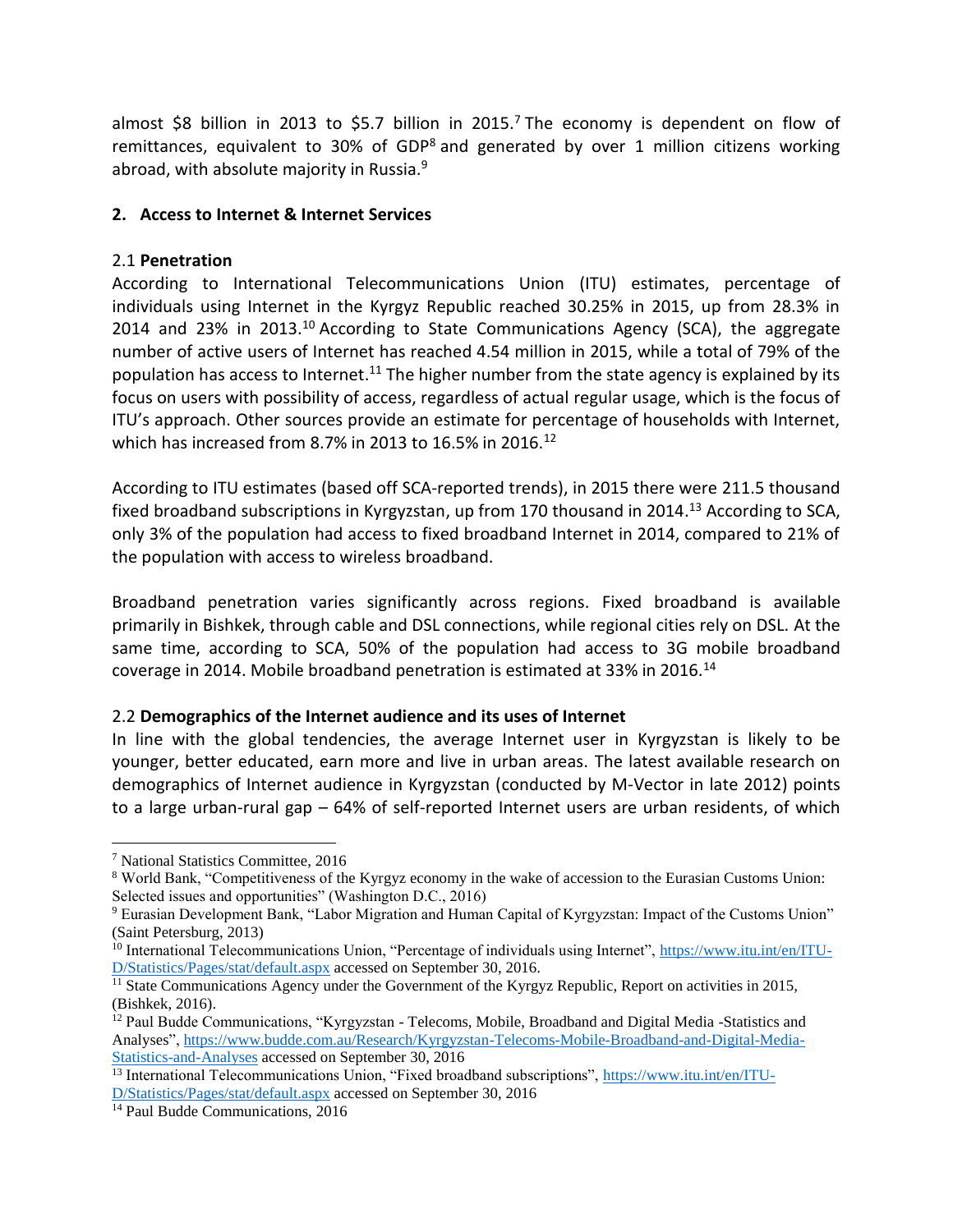almost $8 billion in 2013 to $5.7 billion in 2015.[7] The economy is dependent on flow of remittances, equivalent to 30% of GDP[8] and generated by over 1 million citizens working abroad, with absolute majority in Russia.[9]

## 2. Access to Internet & Internet Services

### 2.1 **Penetration**

According to International Telecommunications Union (ITU) estimates, percentage of individuals using Internet in the Kyrgyz Republic reached 30.25% in 2015, up from 28.3% in 2014 and 23% in 2013.[10] According to State Communications Agency (SCA), the aggregate number of active users of Internet has reached 4.54 million in 2015, while a total of 79% of the population has access to Internet.[11] The higher number from the state agency is explained by its focus on users with possibility of access, regardless of actual regular usage, which is the focus of ITU's approach. Other sources provide an estimate for percentage of households with Internet, which has increased from 8.7% in 2013 to 16.5% in 2016.[12]

According to ITU estimates (based off SCA-reported trends), in 2015 there were 211.5 thousand fixed broadband subscriptions in Kyrgyzstan, up from 170 thousand in 2014.[13] According to SCA, only 3% of the population had access to fixed broadband Internet in 2014, compared to 21% of the population with access to wireless broadband.

Broadband penetration varies significantly across regions. Fixed broadband is available primarily in Bishkek, through cable and DSL connections, while regional cities rely on DSL. At the same time, according to SCA, 50% of the population had access to 3G mobile broadband coverage in 2014. Mobile broadband penetration is estimated at 33% in 2016.[14]

### 2.2 **Demographics of the Internet audience and its uses of Internet**

In line with the global tendencies, the average Internet user in Kyrgyzstan is likely to be younger, better educated, earn more and live in urban areas. The latest available research on demographics of Internet audience in Kyrgyzstan (conducted by M-Vector in late 2012) points to a large urban-rural gap – 64% of self-reported Internet users are urban residents, of which

---

[7] National Statistics Committee, 2016

[8] World Bank, "Competitiveness of the Kyrgyz economy in the wake of accession to the Eurasian Customs Union: Selected issues and opportunities" (Washington D.C., 2016)

[9] Eurasian Development Bank, "Labor Migration and Human Capital of Kyrgyzstan: Impact of the Customs Union" (Saint Petersburg, 2013)

[10] International Telecommunications Union, "Percentage of individuals using Internet", https://www.itu.int/en/ITU-D/Statistics/Pages/stat/default.aspx accessed on September 30, 2016.

[11] State Communications Agency under the Government of the Kyrgyz Republic, Report on activities in 2015, (Bishkek, 2016).

[12] Paul Budde Communications, "Kyrgyzstan - Telecoms, Mobile, Broadband and Digital Media -Statistics and Analyses", https://www.budde.com.au/Research/Kyrgyzstan-Telecoms-Mobile-Broadband-and-Digital-Media-Statistics-and-Analyses accessed on September 30, 2016

[13] International Telecommunications Union, "Fixed broadband subscriptions", https://www.itu.int/en/ITU-D/Statistics/Pages/stat/default.aspx accessed on September 30, 2016

[14] Paul Budde Communications, 2016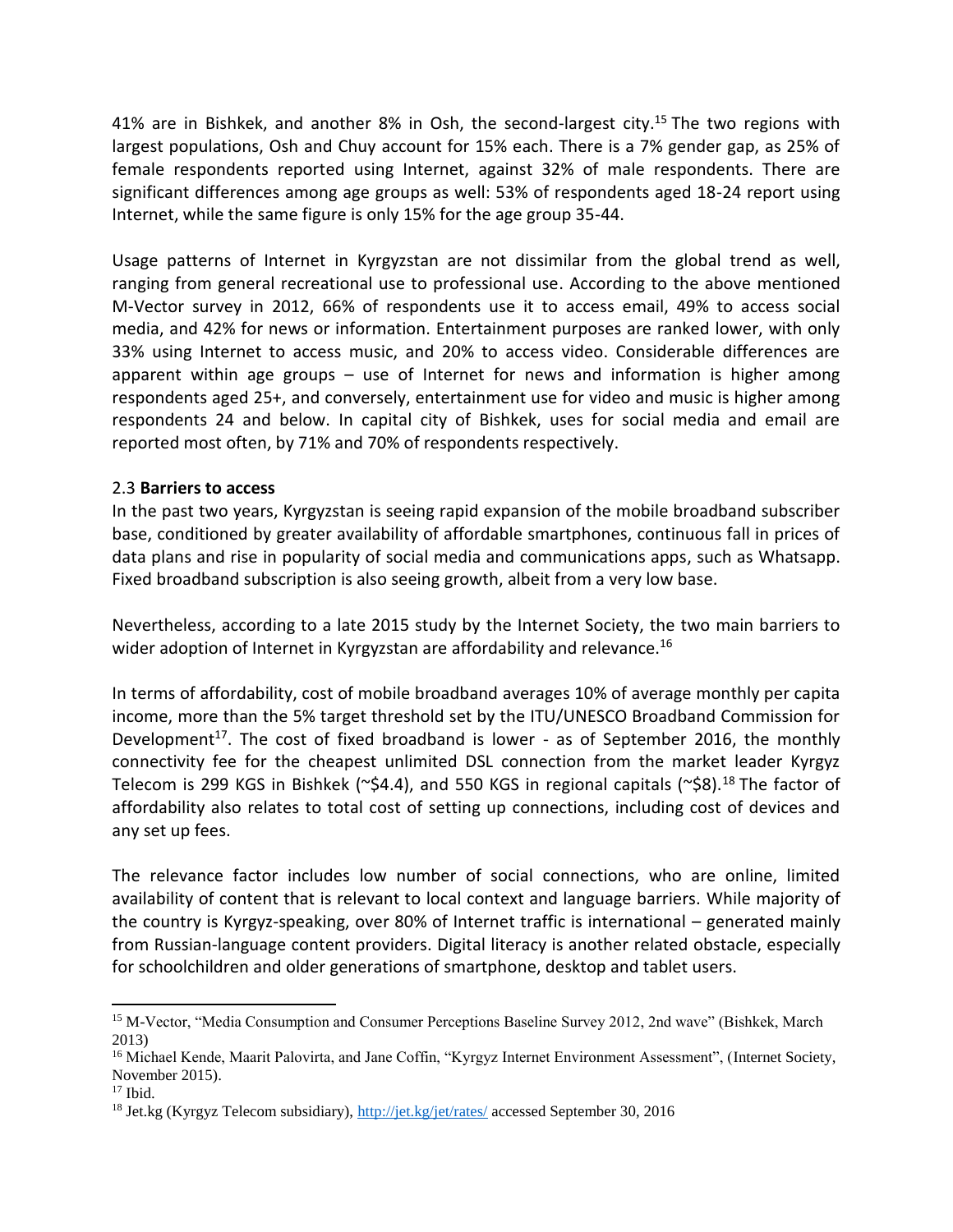41% are in Bishkek, and another 8% in Osh, the second-largest city.[15] The two regions with largest populations, Osh and Chuy account for 15% each. There is a 7% gender gap, as 25% of female respondents reported using Internet, against 32% of male respondents. There are significant differences among age groups as well: 53% of respondents aged 18-24 report using Internet, while the same figure is only 15% for the age group 35-44.

Usage patterns of Internet in Kyrgyzstan are not dissimilar from the global trend as well, ranging from general recreational use to professional use. According to the above mentioned M-Vector survey in 2012, 66% of respondents use it to access email, 49% to access social media, and 42% for news or information. Entertainment purposes are ranked lower, with only 33% using Internet to access music, and 20% to access video. Considerable differences are apparent within age groups – use of Internet for news and information is higher among respondents aged 25+, and conversely, entertainment use for video and music is higher among respondents 24 and below. In capital city of Bishkek, uses for social media and email are reported most often, by 71% and 70% of respondents respectively.

### 2.3 **Barriers to access**

In the past two years, Kyrgyzstan is seeing rapid expansion of the mobile broadband subscriber base, conditioned by greater availability of affordable smartphones, continuous fall in prices of data plans and rise in popularity of social media and communications apps, such as Whatsapp. Fixed broadband subscription is also seeing growth, albeit from a very low base.

Nevertheless, according to a late 2015 study by the Internet Society, the two main barriers to wider adoption of Internet in Kyrgyzstan are affordability and relevance.[16]

In terms of affordability, cost of mobile broadband averages 10% of average monthly per capita income, more than the 5% target threshold set by the ITU/UNESCO Broadband Commission for Development[17]. The cost of fixed broadband is lower - as of September 2016, the monthly connectivity fee for the cheapest unlimited DSL connection from the market leader Kyrgyz Telecom is 299 KGS in Bishkek (~$4.4), and 550 KGS in regional capitals (~$8).[18] The factor of affordability also relates to total cost of setting up connections, including cost of devices and any set up fees.

The relevance factor includes low number of social connections, who are online, limited availability of content that is relevant to local context and language barriers. While majority of the country is Kyrgyz-speaking, over 80% of Internet traffic is international – generated mainly from Russian-language content providers. Digital literacy is another related obstacle, especially for schoolchildren and older generations of smartphone, desktop and tablet users.

---

[15] M-Vector, "Media Consumption and Consumer Perceptions Baseline Survey 2012, 2nd wave" (Bishkek, March 2013)

[16] Michael Kende, Maarit Palovirta, and Jane Coffin, "Kyrgyz Internet Environment Assessment", (Internet Society, November 2015).

[17] Ibid.

[18] Jet.kg (Kyrgyz Telecom subsidiary), http://jet.kg/jet/rates/ accessed September 30, 2016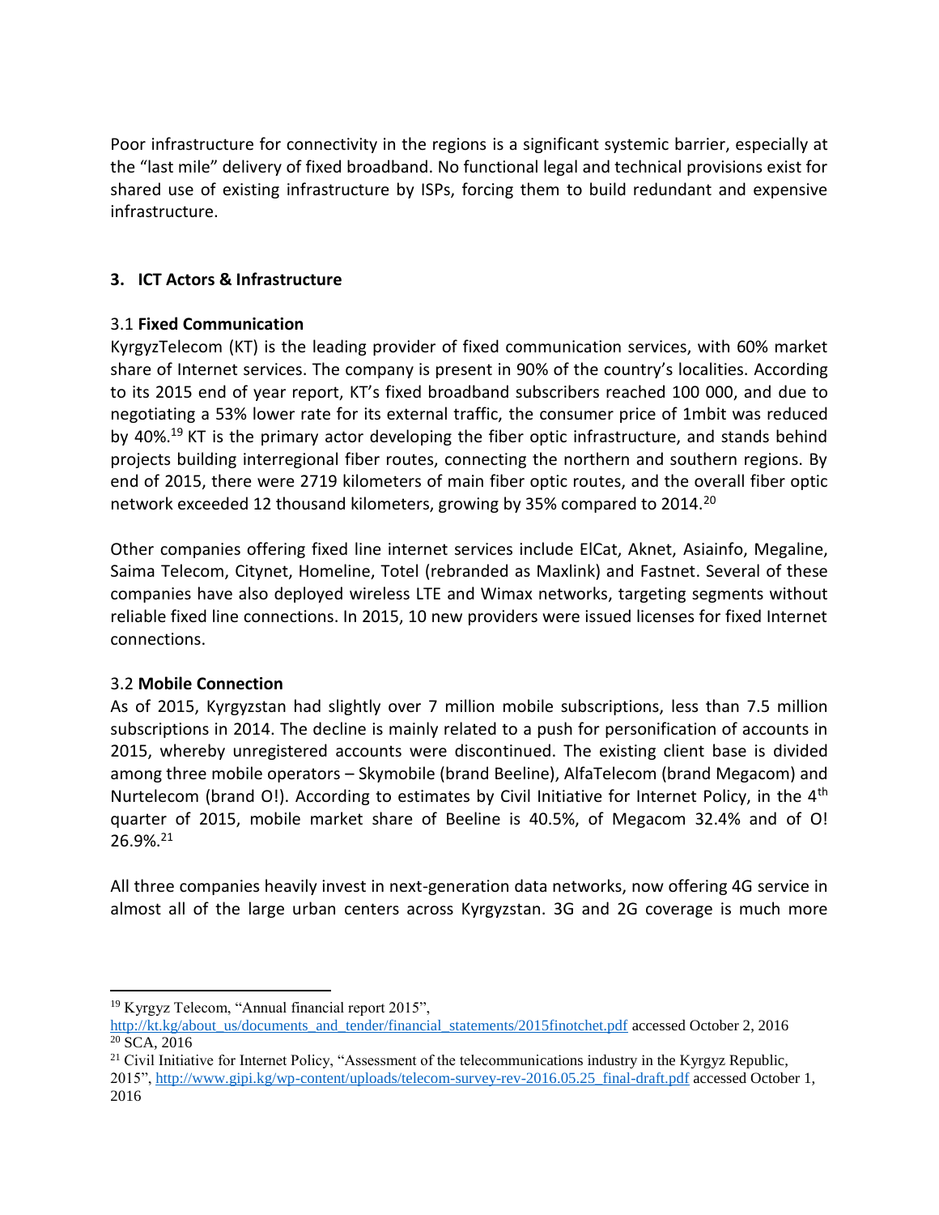Poor infrastructure for connectivity in the regions is a significant systemic barrier, especially at the "last mile" delivery of fixed broadband. No functional legal and technical provisions exist for shared use of existing infrastructure by ISPs, forcing them to build redundant and expensive infrastructure.

## 3. ICT Actors & Infrastructure

### 3.1 Fixed Communication

KyrgyzTelecom (KT) is the leading provider of fixed communication services, with 60% market share of Internet services. The company is present in 90% of the country's localities. According to its 2015 end of year report, KT's fixed broadband subscribers reached 100 000, and due to negotiating a 53% lower rate for its external traffic, the consumer price of 1mbit was reduced by 40%.[19] KT is the primary actor developing the fiber optic infrastructure, and stands behind projects building interregional fiber routes, connecting the northern and southern regions. By end of 2015, there were 2719 kilometers of main fiber optic routes, and the overall fiber optic network exceeded 12 thousand kilometers, growing by 35% compared to 2014.[20]

Other companies offering fixed line internet services include ElCat, Aknet, Asiainfo, Megaline, Saima Telecom, Citynet, Homeline, Totel (rebranded as Maxlink) and Fastnet. Several of these companies have also deployed wireless LTE and Wimax networks, targeting segments without reliable fixed line connections. In 2015, 10 new providers were issued licenses for fixed Internet connections.

### 3.2 Mobile Connection

As of 2015, Kyrgyzstan had slightly over 7 million mobile subscriptions, less than 7.5 million subscriptions in 2014. The decline is mainly related to a push for personification of accounts in 2015, whereby unregistered accounts were discontinued. The existing client base is divided among three mobile operators – Skymobile (brand Beeline), AlfaTelecom (brand Megacom) and Nurtelecom (brand O!). According to estimates by Civil Initiative for Internet Policy, in the 4th quarter of 2015, mobile market share of Beeline is 40.5%, of Megacom 32.4% and of O! 26.9%.[21]

All three companies heavily invest in next-generation data networks, now offering 4G service in almost all of the large urban centers across Kyrgyzstan. 3G and 2G coverage is much more

---

[19] Kyrgyz Telecom, "Annual financial report 2015", http://kt.kg/about_us/documents_and_tender/financial_statements/2015finotchet.pdf accessed October 2, 2016

[20] SCA, 2016

[21] Civil Initiative for Internet Policy, "Assessment of the telecommunications industry in the Kyrgyz Republic, 2015", http://www.gipi.kg/wp-content/uploads/telecom-survey-rev-2016.05.25_final-draft.pdf accessed October 1, 2016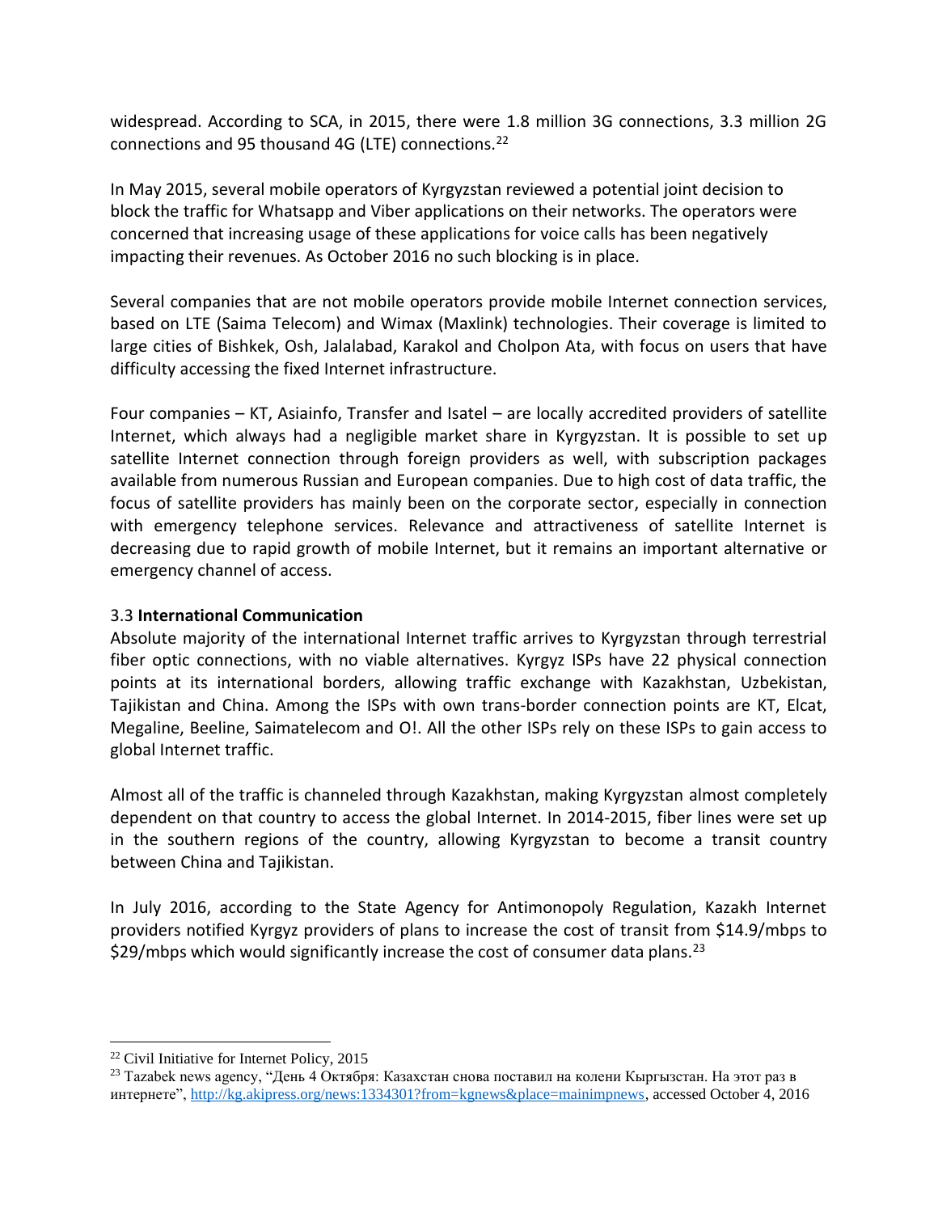widespread. According to SCA, in 2015, there were 1.8 million 3G connections, 3.3 million 2G connections and 95 thousand 4G (LTE) connections.[22]

In May 2015, several mobile operators of Kyrgyzstan reviewed a potential joint decision to block the traffic for Whatsapp and Viber applications on their networks. The operators were concerned that increasing usage of these applications for voice calls has been negatively impacting their revenues. As October 2016 no such blocking is in place.

Several companies that are not mobile operators provide mobile Internet connection services, based on LTE (Saima Telecom) and Wimax (Maxlink) technologies. Their coverage is limited to large cities of Bishkek, Osh, Jalalabad, Karakol and Cholpon Ata, with focus on users that have difficulty accessing the fixed Internet infrastructure.

Four companies – KT, Asiainfo, Transfer and Isatel – are locally accredited providers of satellite Internet, which always had a negligible market share in Kyrgyzstan. It is possible to set up satellite Internet connection through foreign providers as well, with subscription packages available from numerous Russian and European companies. Due to high cost of data traffic, the focus of satellite providers has mainly been on the corporate sector, especially in connection with emergency telephone services. Relevance and attractiveness of satellite Internet is decreasing due to rapid growth of mobile Internet, but it remains an important alternative or emergency channel of access.

### 3.3 **International Communication**

Absolute majority of the international Internet traffic arrives to Kyrgyzstan through terrestrial fiber optic connections, with no viable alternatives. Kyrgyz ISPs have 22 physical connection points at its international borders, allowing traffic exchange with Kazakhstan, Uzbekistan, Tajikistan and China. Among the ISPs with own trans-border connection points are KT, Elcat, Megaline, Beeline, Saimatelecom and O!. All the other ISPs rely on these ISPs to gain access to global Internet traffic.

Almost all of the traffic is channeled through Kazakhstan, making Kyrgyzstan almost completely dependent on that country to access the global Internet. In 2014-2015, fiber lines were set up in the southern regions of the country, allowing Kyrgyzstan to become a transit country between China and Tajikistan.

In July 2016, according to the State Agency for Antimonopoly Regulation, Kazakh Internet providers notified Kyrgyz providers of plans to increase the cost of transit from $14.9/mbps to $29/mbps which would significantly increase the cost of consumer data plans.[23]

---

[22] Civil Initiative for Internet Policy, 2015

[23] Tazabek news agency, "День 4 Октября: Казахстан снова поставил на колени Кыргызстан. На этот раз в интернете", http://kg.akipress.org/news:1334301?from=kgnews&place=mainimpnews, accessed October 4, 2016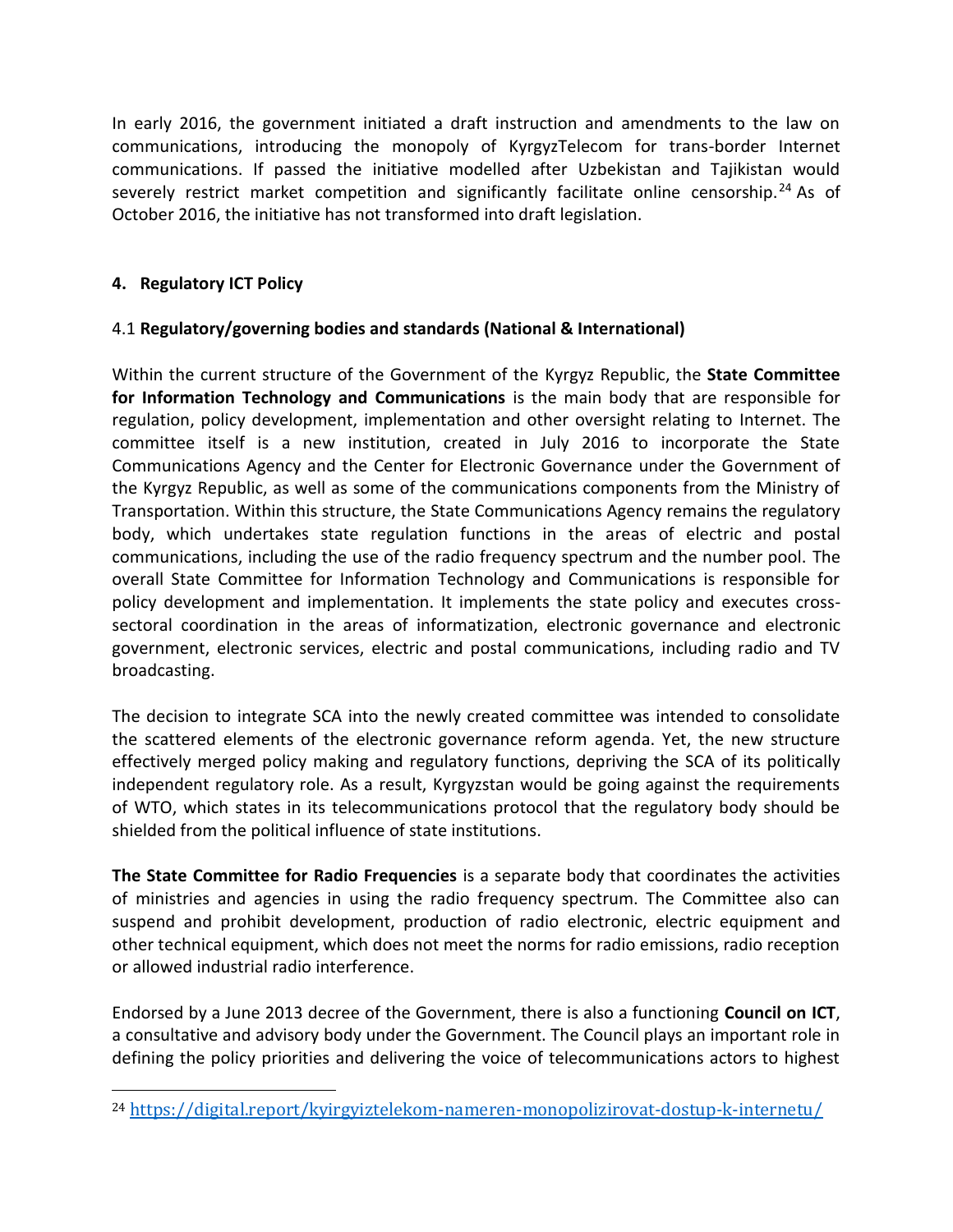In early 2016, the government initiated a draft instruction and amendments to the law on communications, introducing the monopoly of KyrgyzTelecom for trans-border Internet communications. If passed the initiative modelled after Uzbekistan and Tajikistan would severely restrict market competition and significantly facilitate online censorship.[24] As of October 2016, the initiative has not transformed into draft legislation.

## 4. Regulatory ICT Policy

### 4.1 **Regulatory/governing bodies and standards (National & International)**

Within the current structure of the Government of the Kyrgyz Republic, the **State Committee for Information Technology and Communications** is the main body that are responsible for regulation, policy development, implementation and other oversight relating to Internet. The committee itself is a new institution, created in July 2016 to incorporate the State Communications Agency and the Center for Electronic Governance under the Government of the Kyrgyz Republic, as well as some of the communications components from the Ministry of Transportation. Within this structure, the State Communications Agency remains the regulatory body, which undertakes state regulation functions in the areas of electric and postal communications, including the use of the radio frequency spectrum and the number pool. The overall State Committee for Information Technology and Communications is responsible for policy development and implementation. It implements the state policy and executes cross-sectoral coordination in the areas of informatization, electronic governance and electronic government, electronic services, electric and postal communications, including radio and TV broadcasting.

The decision to integrate SCA into the newly created committee was intended to consolidate the scattered elements of the electronic governance reform agenda. Yet, the new structure effectively merged policy making and regulatory functions, depriving the SCA of its politically independent regulatory role. As a result, Kyrgyzstan would be going against the requirements of WTO, which states in its telecommunications protocol that the regulatory body should be shielded from the political influence of state institutions.

**The State Committee for Radio Frequencies** is a separate body that coordinates the activities of ministries and agencies in using the radio frequency spectrum. The Committee also can suspend and prohibit development, production of radio electronic, electric equipment and other technical equipment, which does not meet the norms for radio emissions, radio reception or allowed industrial radio interference.

Endorsed by a June 2013 decree of the Government, there is also a functioning **Council on ICT**, a consultative and advisory body under the Government. The Council plays an important role in defining the policy priorities and delivering the voice of telecommunications actors to highest

[24] https://digital.report/kyirgyiztelekom-nameren-monopolizirovat-dostup-k-internetu/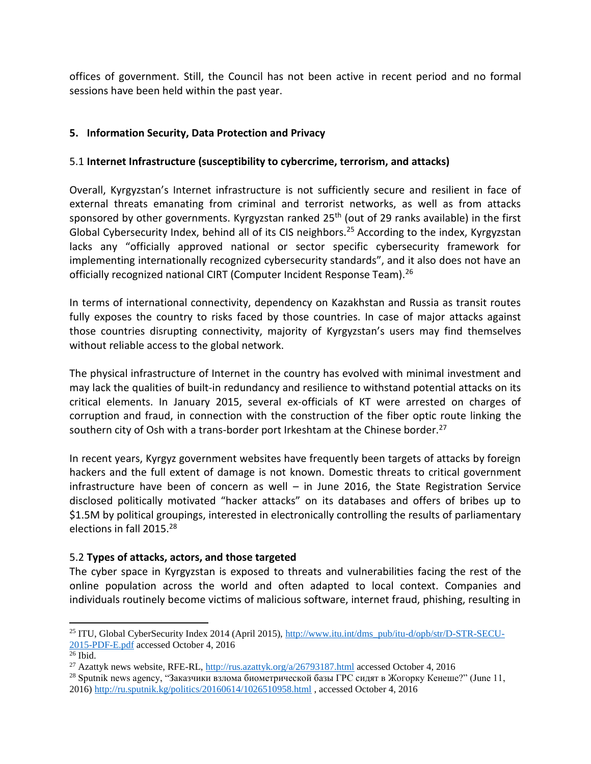offices of government. Still, the Council has not been active in recent period and no formal sessions have been held within the past year.

## 5. Information Security, Data Protection and Privacy

### 5.1 Internet Infrastructure (susceptibility to cybercrime, terrorism, and attacks)

Overall, Kyrgyzstan's Internet infrastructure is not sufficiently secure and resilient in face of external threats emanating from criminal and terrorist networks, as well as from attacks sponsored by other governments. Kyrgyzstan ranked 25th (out of 29 ranks available) in the first Global Cybersecurity Index, behind all of its CIS neighbors.[25] According to the index, Kyrgyzstan lacks any "officially approved national or sector specific cybersecurity framework for implementing internationally recognized cybersecurity standards", and it also does not have an officially recognized national CIRT (Computer Incident Response Team).[26]

In terms of international connectivity, dependency on Kazakhstan and Russia as transit routes fully exposes the country to risks faced by those countries. In case of major attacks against those countries disrupting connectivity, majority of Kyrgyzstan's users may find themselves without reliable access to the global network.

The physical infrastructure of Internet in the country has evolved with minimal investment and may lack the qualities of built-in redundancy and resilience to withstand potential attacks on its critical elements. In January 2015, several ex-officials of KT were arrested on charges of corruption and fraud, in connection with the construction of the fiber optic route linking the southern city of Osh with a trans-border port Irkeshtam at the Chinese border.[27]

In recent years, Kyrgyz government websites have frequently been targets of attacks by foreign hackers and the full extent of damage is not known. Domestic threats to critical government infrastructure have been of concern as well – in June 2016, the State Registration Service disclosed politically motivated "hacker attacks" on its databases and offers of bribes up to $1.5M by political groupings, interested in electronically controlling the results of parliamentary elections in fall 2015.[28]

### 5.2 Types of attacks, actors, and those targeted

The cyber space in Kyrgyzstan is exposed to threats and vulnerabilities facing the rest of the online population across the world and often adapted to local context. Companies and individuals routinely become victims of malicious software, internet fraud, phishing, resulting in

---

[25] ITU, Global CyberSecurity Index 2014 (April 2015), http://www.itu.int/dms_pub/itu-d/opb/str/D-STR-SECU-2015-PDF-E.pdf accessed October 4, 2016

[26] Ibid.

[27] Azattyk news website, RFE-RL, http://rus.azattyk.org/a/26793187.html accessed October 4, 2016

[28] Sputnik news agency, "Заказчики взлома биометрической базы ГРС сидят в Жогорку Кенеше?" (June 11, 2016) http://ru.sputnik.kg/politics/20160614/1026510958.html , accessed October 4, 2016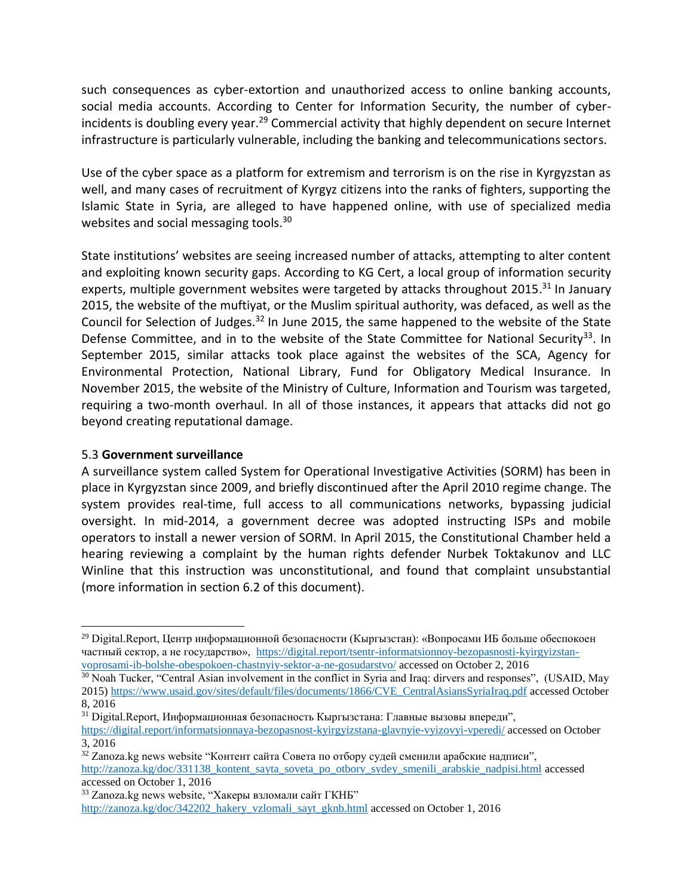such consequences as cyber-extortion and unauthorized access to online banking accounts, social media accounts. According to Center for Information Security, the number of cyber-incidents is doubling every year.[29] Commercial activity that highly dependent on secure Internet infrastructure is particularly vulnerable, including the banking and telecommunications sectors.

Use of the cyber space as a platform for extremism and terrorism is on the rise in Kyrgyzstan as well, and many cases of recruitment of Kyrgyz citizens into the ranks of fighters, supporting the Islamic State in Syria, are alleged to have happened online, with use of specialized media websites and social messaging tools.[30]

State institutions' websites are seeing increased number of attacks, attempting to alter content and exploiting known security gaps. According to KG Cert, a local group of information security experts, multiple government websites were targeted by attacks throughout 2015.[31] In January 2015, the website of the muftiyat, or the Muslim spiritual authority, was defaced, as well as the Council for Selection of Judges.[32] In June 2015, the same happened to the website of the State Defense Committee, and in to the website of the State Committee for National Security[33]. In September 2015, similar attacks took place against the websites of the SCA, Agency for Environmental Protection, National Library, Fund for Obligatory Medical Insurance. In November 2015, the website of the Ministry of Culture, Information and Tourism was targeted, requiring a two-month overhaul. In all of those instances, it appears that attacks did not go beyond creating reputational damage.

### 5.3 **Government surveillance**

A surveillance system called System for Operational Investigative Activities (SORM) has been in place in Kyrgyzstan since 2009, and briefly discontinued after the April 2010 regime change. The system provides real-time, full access to all communications networks, bypassing judicial oversight. In mid-2014, a government decree was adopted instructing ISPs and mobile operators to install a newer version of SORM. In April 2015, the Constitutional Chamber held a hearing reviewing a complaint by the human rights defender Nurbek Toktakunov and LLC Winline that this instruction was unconstitutional, and found that complaint unsubstantial (more information in section 6.2 of this document).

---

[29] Digital.Report, Центр информационной безопасности (Кыргызстан): «Вопросами ИБ больше обеспокоен частный сектор, а не государство», https://digital.report/tsentr-informatsionnoy-bezopasnosti-kyirgyizstan-voprosami-ib-bolshe-obespokoen-chastnyiy-sektor-a-ne-gosudarstvo/ accessed on October 2, 2016

[30] Noah Tucker, "Central Asian involvement in the conflict in Syria and Iraq: dirvers and responses", (USAID, May 2015) https://www.usaid.gov/sites/default/files/documents/1866/CVE_CentralAsiansSyriaIraq.pdf accessed October 8, 2016

[31] Digital.Report, Информационная безопасность Кыргызстана: Главные вызовы впереди", https://digital.report/informatsionnaya-bezopasnost-kyirgyizstana-glavnyie-vyizovyi-vperedi/ accessed on October 3, 2016

[32] Zanoza.kg news website "Контент сайта Совета по отбору судей сменили арабские надписи", http://zanoza.kg/doc/331138_kontent_sayta_soveta_po_otbory_sydey_smenili_arabskie_nadpisi.html accessed accessed on October 1, 2016

[33] Zanoza.kg news website, "Хакеры взломали сайт ГКНБ" http://zanoza.kg/doc/342202_hakery_vzlomali_sayt_gknb.html accessed on October 1, 2016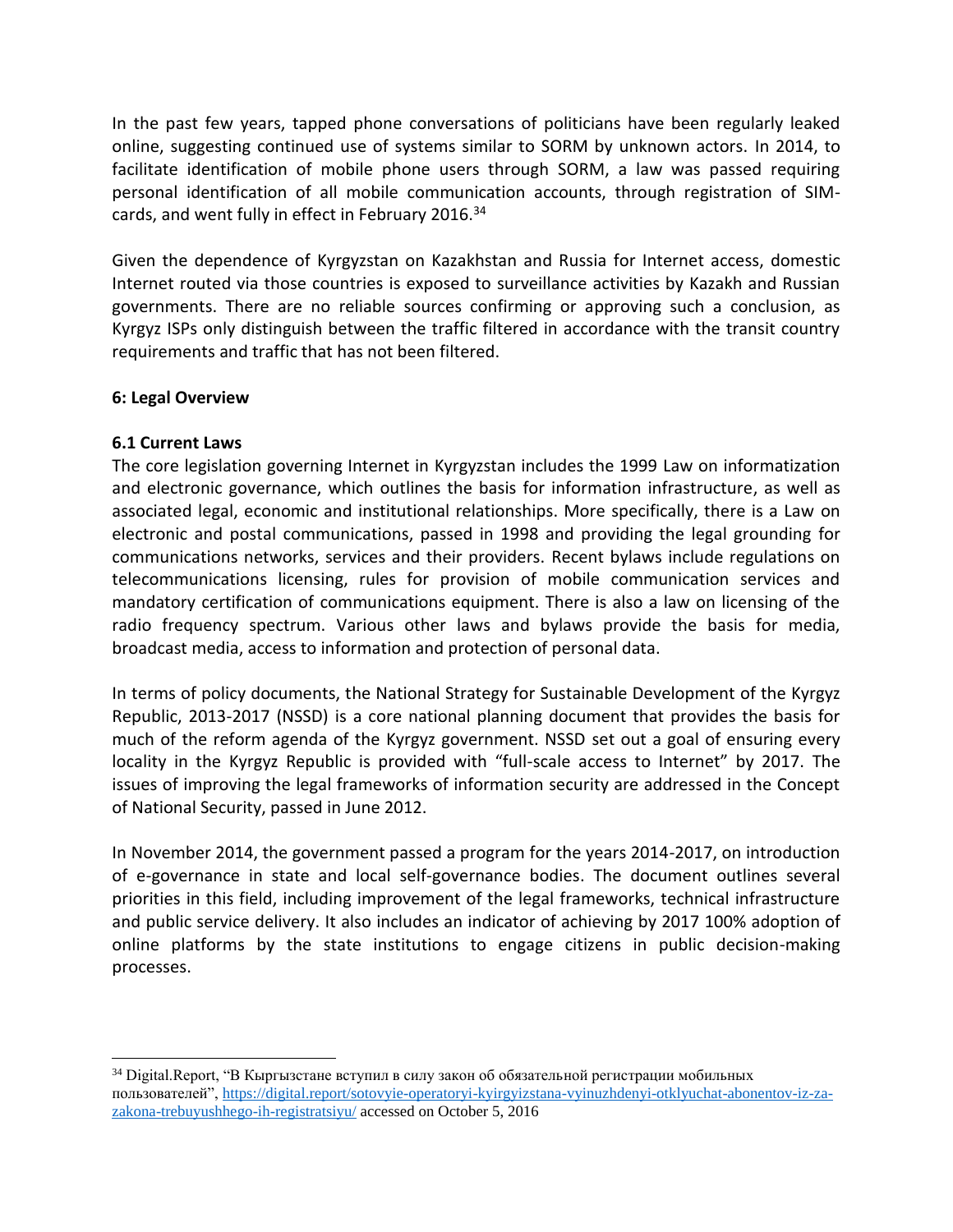In the past few years, tapped phone conversations of politicians have been regularly leaked online, suggesting continued use of systems similar to SORM by unknown actors. In 2014, to facilitate identification of mobile phone users through SORM, a law was passed requiring personal identification of all mobile communication accounts, through registration of SIM-cards, and went fully in effect in February 2016.[34]

Given the dependence of Kyrgyzstan on Kazakhstan and Russia for Internet access, domestic Internet routed via those countries is exposed to surveillance activities by Kazakh and Russian governments. There are no reliable sources confirming or approving such a conclusion, as Kyrgyz ISPs only distinguish between the traffic filtered in accordance with the transit country requirements and traffic that has not been filtered.

## 6: Legal Overview

### 6.1 Current Laws

The core legislation governing Internet in Kyrgyzstan includes the 1999 Law on informatization and electronic governance, which outlines the basis for information infrastructure, as well as associated legal, economic and institutional relationships. More specifically, there is a Law on electronic and postal communications, passed in 1998 and providing the legal grounding for communications networks, services and their providers. Recent bylaws include regulations on telecommunications licensing, rules for provision of mobile communication services and mandatory certification of communications equipment. There is also a law on licensing of the radio frequency spectrum. Various other laws and bylaws provide the basis for media, broadcast media, access to information and protection of personal data.

In terms of policy documents, the National Strategy for Sustainable Development of the Kyrgyz Republic, 2013-2017 (NSSD) is a core national planning document that provides the basis for much of the reform agenda of the Kyrgyz government. NSSD set out a goal of ensuring every locality in the Kyrgyz Republic is provided with "full-scale access to Internet" by 2017. The issues of improving the legal frameworks of information security are addressed in the Concept of National Security, passed in June 2012.

In November 2014, the government passed a program for the years 2014-2017, on introduction of e-governance in state and local self-governance bodies. The document outlines several priorities in this field, including improvement of the legal frameworks, technical infrastructure and public service delivery. It also includes an indicator of achieving by 2017 100% adoption of online platforms by the state institutions to engage citizens in public decision-making processes.

---

[34] Digital.Report, "В Кыргызстане вступил в силу закон об обязательной регистрации мобильных пользователей", https://digital.report/sotovyie-operatoryi-kyirgyizstana-vyinuzhdenyi-otklyuchat-abonentov-iz-za-zakona-trebuyushhego-ih-registratsiyu/ accessed on October 5, 2016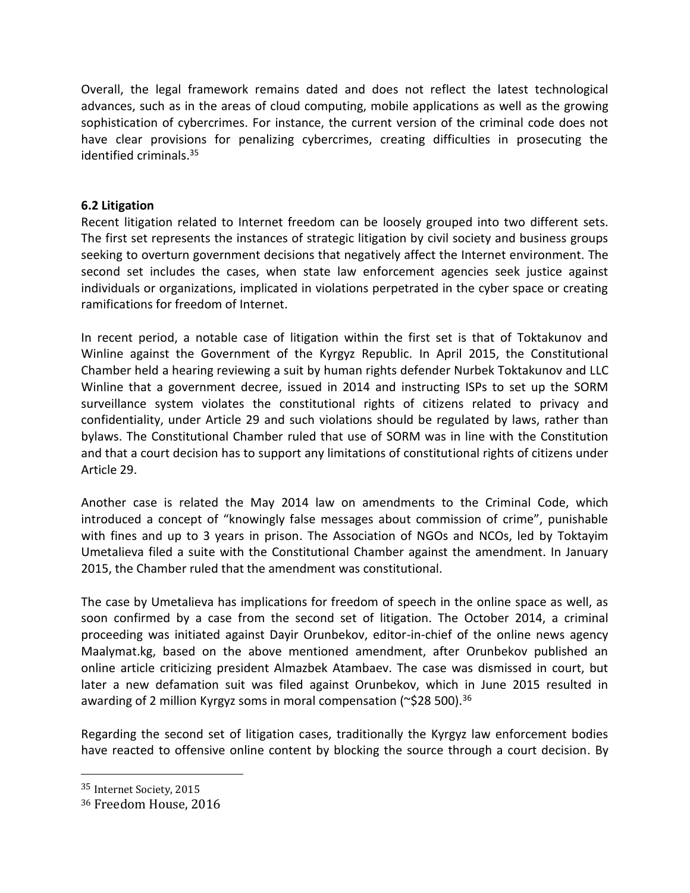Overall, the legal framework remains dated and does not reflect the latest technological advances, such as in the areas of cloud computing, mobile applications as well as the growing sophistication of cybercrimes. For instance, the current version of the criminal code does not have clear provisions for penalizing cybercrimes, creating difficulties in prosecuting the identified criminals.[35]

**6.2 Litigation**

Recent litigation related to Internet freedom can be loosely grouped into two different sets. The first set represents the instances of strategic litigation by civil society and business groups seeking to overturn government decisions that negatively affect the Internet environment. The second set includes the cases, when state law enforcement agencies seek justice against individuals or organizations, implicated in violations perpetrated in the cyber space or creating ramifications for freedom of Internet.

In recent period, a notable case of litigation within the first set is that of Toktakunov and Winline against the Government of the Kyrgyz Republic. In April 2015, the Constitutional Chamber held a hearing reviewing a suit by human rights defender Nurbek Toktakunov and LLC Winline that a government decree, issued in 2014 and instructing ISPs to set up the SORM surveillance system violates the constitutional rights of citizens related to privacy and confidentiality, under Article 29 and such violations should be regulated by laws, rather than bylaws. The Constitutional Chamber ruled that use of SORM was in line with the Constitution and that a court decision has to support any limitations of constitutional rights of citizens under Article 29.

Another case is related the May 2014 law on amendments to the Criminal Code, which introduced a concept of "knowingly false messages about commission of crime", punishable with fines and up to 3 years in prison. The Association of NGOs and NCOs, led by Toktayim Umetalieva filed a suite with the Constitutional Chamber against the amendment. In January 2015, the Chamber ruled that the amendment was constitutional.

The case by Umetalieva has implications for freedom of speech in the online space as well, as soon confirmed by a case from the second set of litigation. The October 2014, a criminal proceeding was initiated against Dayir Orunbekov, editor-in-chief of the online news agency Maalymat.kg, based on the above mentioned amendment, after Orunbekov published an online article criticizing president Almazbek Atambaev. The case was dismissed in court, but later a new defamation suit was filed against Orunbekov, which in June 2015 resulted in awarding of 2 million Kyrgyz soms in moral compensation (~$28 500).[36]

Regarding the second set of litigation cases, traditionally the Kyrgyz law enforcement bodies have reacted to offensive online content by blocking the source through a court decision. By

[35] Internet Society, 2015

[36] Freedom House, 2016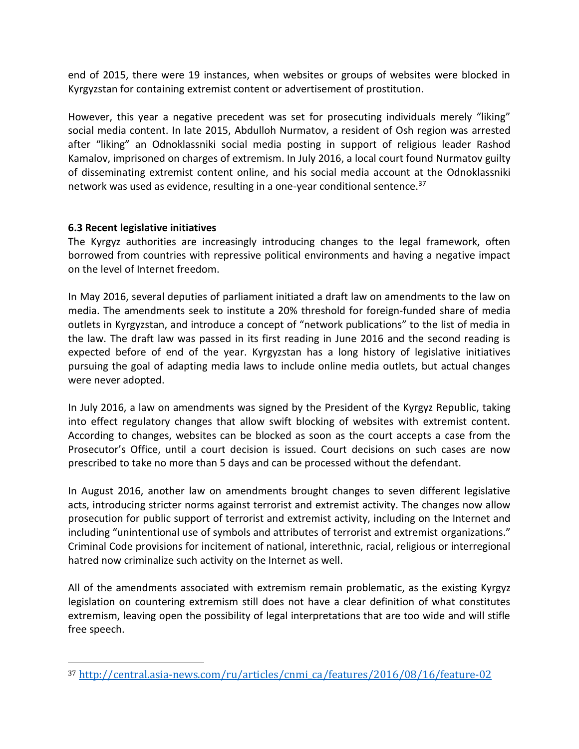end of 2015, there were 19 instances, when websites or groups of websites were blocked in Kyrgyzstan for containing extremist content or advertisement of prostitution.

However, this year a negative precedent was set for prosecuting individuals merely "liking" social media content. In late 2015, Abdulloh Nurmatov, a resident of Osh region was arrested after "liking" an Odnoklassniki social media posting in support of religious leader Rashod Kamalov, imprisoned on charges of extremism. In July 2016, a local court found Nurmatov guilty of disseminating extremist content online, and his social media account at the Odnoklassniki network was used as evidence, resulting in a one-year conditional sentence.[37]

### 6.3 Recent legislative initiatives

The Kyrgyz authorities are increasingly introducing changes to the legal framework, often borrowed from countries with repressive political environments and having a negative impact on the level of Internet freedom.

In May 2016, several deputies of parliament initiated a draft law on amendments to the law on media. The amendments seek to institute a 20% threshold for foreign-funded share of media outlets in Kyrgyzstan, and introduce a concept of "network publications" to the list of media in the law. The draft law was passed in its first reading in June 2016 and the second reading is expected before of end of the year. Kyrgyzstan has a long history of legislative initiatives pursuing the goal of adapting media laws to include online media outlets, but actual changes were never adopted.

In July 2016, a law on amendments was signed by the President of the Kyrgyz Republic, taking into effect regulatory changes that allow swift blocking of websites with extremist content. According to changes, websites can be blocked as soon as the court accepts a case from the Prosecutor's Office, until a court decision is issued. Court decisions on such cases are now prescribed to take no more than 5 days and can be processed without the defendant.

In August 2016, another law on amendments brought changes to seven different legislative acts, introducing stricter norms against terrorist and extremist activity. The changes now allow prosecution for public support of terrorist and extremist activity, including on the Internet and including "unintentional use of symbols and attributes of terrorist and extremist organizations." Criminal Code provisions for incitement of national, interethnic, racial, religious or interregional hatred now criminalize such activity on the Internet as well.

All of the amendments associated with extremism remain problematic, as the existing Kyrgyz legislation on countering extremism still does not have a clear definition of what constitutes extremism, leaving open the possibility of legal interpretations that are too wide and will stifle free speech.

---

[37] http://central.asia-news.com/ru/articles/cnmi_ca/features/2016/08/16/feature-02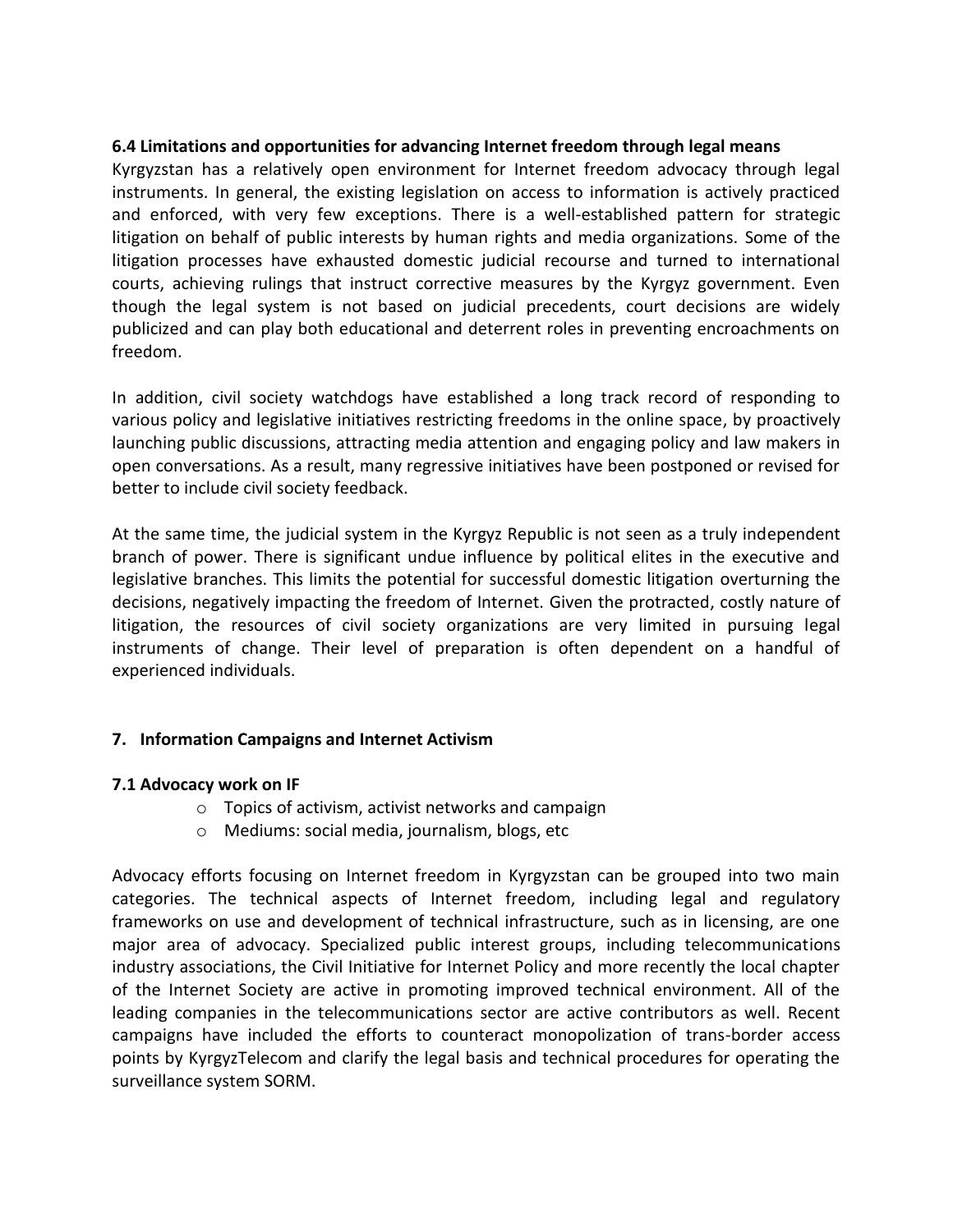### 6.4 Limitations and opportunities for advancing Internet freedom through legal means

Kyrgyzstan has a relatively open environment for Internet freedom advocacy through legal instruments. In general, the existing legislation on access to information is actively practiced and enforced, with very few exceptions. There is a well-established pattern for strategic litigation on behalf of public interests by human rights and media organizations. Some of the litigation processes have exhausted domestic judicial recourse and turned to international courts, achieving rulings that instruct corrective measures by the Kyrgyz government. Even though the legal system is not based on judicial precedents, court decisions are widely publicized and can play both educational and deterrent roles in preventing encroachments on freedom.

In addition, civil society watchdogs have established a long track record of responding to various policy and legislative initiatives restricting freedoms in the online space, by proactively launching public discussions, attracting media attention and engaging policy and law makers in open conversations. As a result, many regressive initiatives have been postponed or revised for better to include civil society feedback.

At the same time, the judicial system in the Kyrgyz Republic is not seen as a truly independent branch of power. There is significant undue influence by political elites in the executive and legislative branches. This limits the potential for successful domestic litigation overturning the decisions, negatively impacting the freedom of Internet. Given the protracted, costly nature of litigation, the resources of civil society organizations are very limited in pursuing legal instruments of change. Their level of preparation is often dependent on a handful of experienced individuals.

## 7. Information Campaigns and Internet Activism

### 7.1 Advocacy work on IF

- Topics of activism, activist networks and campaign
- Mediums: social media, journalism, blogs, etc

Advocacy efforts focusing on Internet freedom in Kyrgyzstan can be grouped into two main categories. The technical aspects of Internet freedom, including legal and regulatory frameworks on use and development of technical infrastructure, such as in licensing, are one major area of advocacy. Specialized public interest groups, including telecommunications industry associations, the Civil Initiative for Internet Policy and more recently the local chapter of the Internet Society are active in promoting improved technical environment. All of the leading companies in the telecommunications sector are active contributors as well. Recent campaigns have included the efforts to counteract monopolization of trans-border access points by KyrgyzTelecom and clarify the legal basis and technical procedures for operating the surveillance system SORM.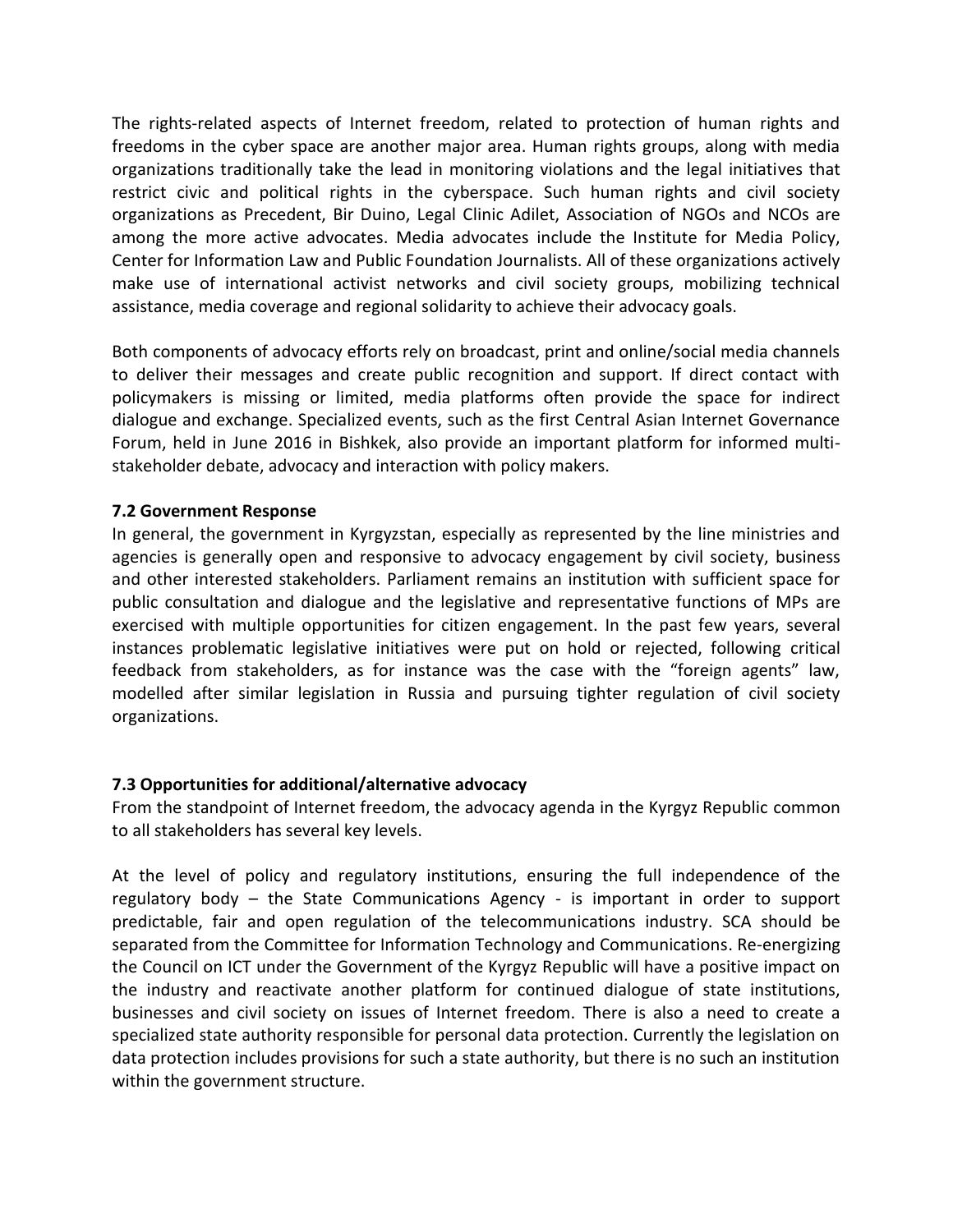The rights-related aspects of Internet freedom, related to protection of human rights and freedoms in the cyber space are another major area. Human rights groups, along with media organizations traditionally take the lead in monitoring violations and the legal initiatives that restrict civic and political rights in the cyberspace. Such human rights and civil society organizations as Precedent, Bir Duino, Legal Clinic Adilet, Association of NGOs and NCOs are among the more active advocates. Media advocates include the Institute for Media Policy, Center for Information Law and Public Foundation Journalists. All of these organizations actively make use of international activist networks and civil society groups, mobilizing technical assistance, media coverage and regional solidarity to achieve their advocacy goals.

Both components of advocacy efforts rely on broadcast, print and online/social media channels to deliver their messages and create public recognition and support. If direct contact with policymakers is missing or limited, media platforms often provide the space for indirect dialogue and exchange. Specialized events, such as the first Central Asian Internet Governance Forum, held in June 2016 in Bishkek, also provide an important platform for informed multi-stakeholder debate, advocacy and interaction with policy makers.

### 7.2 Government Response

In general, the government in Kyrgyzstan, especially as represented by the line ministries and agencies is generally open and responsive to advocacy engagement by civil society, business and other interested stakeholders. Parliament remains an institution with sufficient space for public consultation and dialogue and the legislative and representative functions of MPs are exercised with multiple opportunities for citizen engagement. In the past few years, several instances problematic legislative initiatives were put on hold or rejected, following critical feedback from stakeholders, as for instance was the case with the "foreign agents" law, modelled after similar legislation in Russia and pursuing tighter regulation of civil society organizations.

### 7.3 Opportunities for additional/alternative advocacy

From the standpoint of Internet freedom, the advocacy agenda in the Kyrgyz Republic common to all stakeholders has several key levels.

At the level of policy and regulatory institutions, ensuring the full independence of the regulatory body – the State Communications Agency - is important in order to support predictable, fair and open regulation of the telecommunications industry. SCA should be separated from the Committee for Information Technology and Communications. Re-energizing the Council on ICT under the Government of the Kyrgyz Republic will have a positive impact on the industry and reactivate another platform for continued dialogue of state institutions, businesses and civil society on issues of Internet freedom. There is also a need to create a specialized state authority responsible for personal data protection. Currently the legislation on data protection includes provisions for such a state authority, but there is no such an institution within the government structure.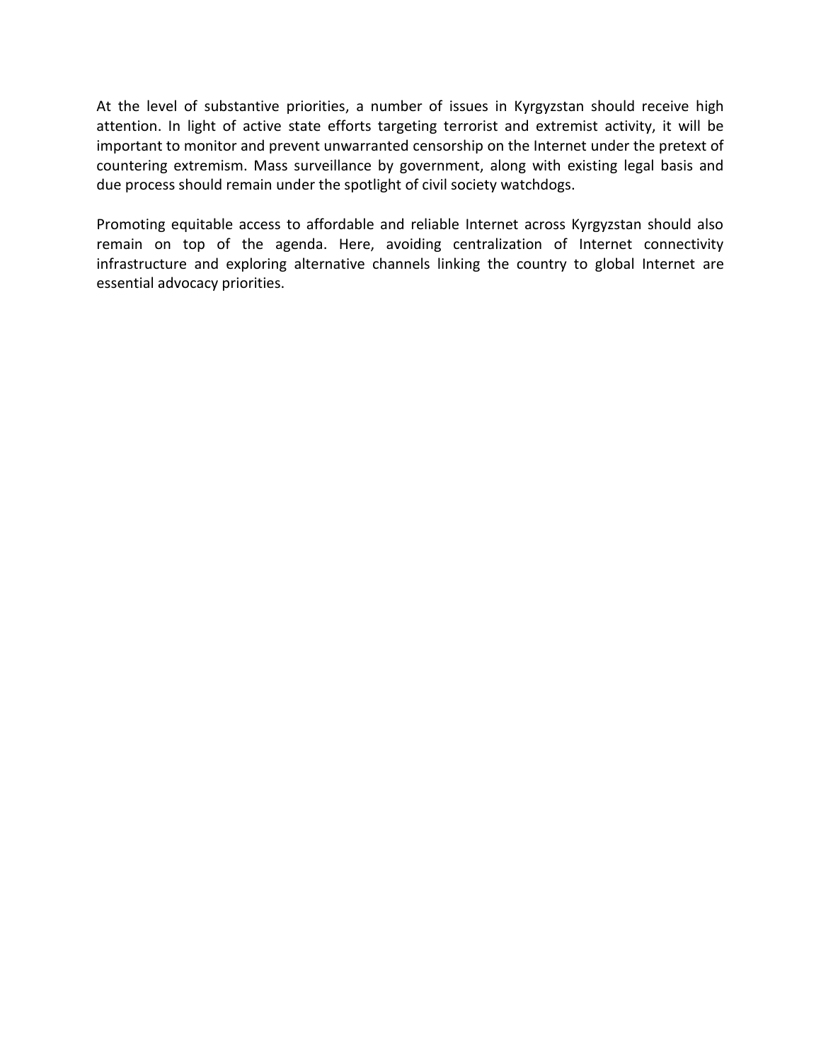At the level of substantive priorities, a number of issues in Kyrgyzstan should receive high attention. In light of active state efforts targeting terrorist and extremist activity, it will be important to monitor and prevent unwarranted censorship on the Internet under the pretext of countering extremism. Mass surveillance by government, along with existing legal basis and due process should remain under the spotlight of civil society watchdogs.

Promoting equitable access to affordable and reliable Internet across Kyrgyzstan should also remain on top of the agenda. Here, avoiding centralization of Internet connectivity infrastructure and exploring alternative channels linking the country to global Internet are essential advocacy priorities.